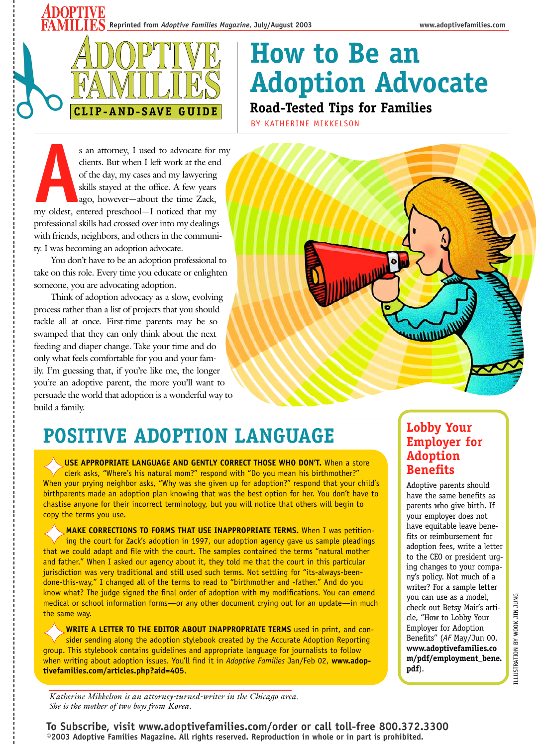Reprinted from *Adoptive Families Magazine*, July/August 2003

ADOPTIVE FAMILIES CLIP-AND-SAVE GUIDE

# How to Be an Adoption Advocate

## Road-Tested Tips for Families

BY KATHERINE MIKKELSON

As an attorney, I used to advocate for my clients. But when I left work at the end of the day, my cases and my lawyering skills stayed at the office. A few years ago, however—about the time Zack, my oldest, entered preschool—I noticed that my professional skills had crossed over into my dealings with friends, neighbors, and others in the community. I was becoming an adoption advocate.

You don't have to be an adoption professional to take on this role. Every time you educate or enlighten someone, you are advocating adoption.

Think of adoption advocacy as a slow, evolving process rather than a list of projects that you should tackle all at once. First-time parents may be so swamped that they can only think about the next feeding and diaper change. Take your time and do only what feels comfortable for you and your family. I'm guessing that, if you're like me, the longer you're an adoptive parent, the more you'll want to persuade the world that adoption is a wonderful way to build a family.

## POSITIVE ADOPTION LANGUAGE

**USE APPROPRIATE LANGUAGE AND GENTLY CORRECT THOSE WHO DON'T.** When a store clerk asks, "Where's his natural mom?" respond with "Do you mean his birthmother?" When your prying neighbor asks, "Why was she given up for adoption?" respond that your child's birthparents made an adoption plan knowing that was the best option for her. You don't have to chastise anyone for their incorrect terminology, but you will notice that others will begin to copy the terms you use.

**MAKE CORRECTIONS TO FORMS THAT USE INAPPROPRIATE TERMS.** When I was petitioning the court for Zack's adoption in 1997, our adoption agency gave us sample pleadings that we could adapt and file with the court. The samples contained the terms "natural mother and father." When I asked our agency about it, they told me that the court in this particular jurisdiction was very traditional and still used such terms. Not settling for "its-always-been-done-this-way," I changed all of the terms to read to "birthmother and -father." And do you know what? The judge signed the final order of adoption with my modifications. You can emend medical or school information forms—or any other document crying out for an update—in much the same way.

**WRITE A LETTER TO THE EDITOR ABOUT INAPPROPRIATE TERMS** used in print, and consider sending along the adoption stylebook created by the Accurate Adoption Reporting group. This stylebook contains guidelines and appropriate language for journalists to follow when writing about adoption issues. You'll find it in *Adoptive Families* Jan/Feb 02, **www.adoptivefamilies.com/articles.php?aid=405**.

## Lobby Your Employer for Adoption Benefits

Adoptive parents should have the same benefits as parents who give birth. If your employer does not have equitable leave benefits or reimbursement for adoption fees, write a letter to the CEO or president urging changes to your company's policy. Not much of a writer? For a sample letter you can use as a model, check out Betsy Mair's article, "How to Lobby Your Employer for Adoption Benefits" (*AF* May/Jun 00, **www.adoptivefamilies.com/pdf/employment_bene.pdf**).

*Katherine Mikkelson is an attorney-turned-writer in the Chicago area. She is the mother of two boys from Korea.*

ILLUSTRATION BY WOOK JIN JUNG

**To Subscribe, visit www.adoptivefamilies.com/order or call toll-free 800.372.3300**
**©2003 Adoptive Families Magazine. All rights reserved. Reproduction in whole or in part is prohibited.**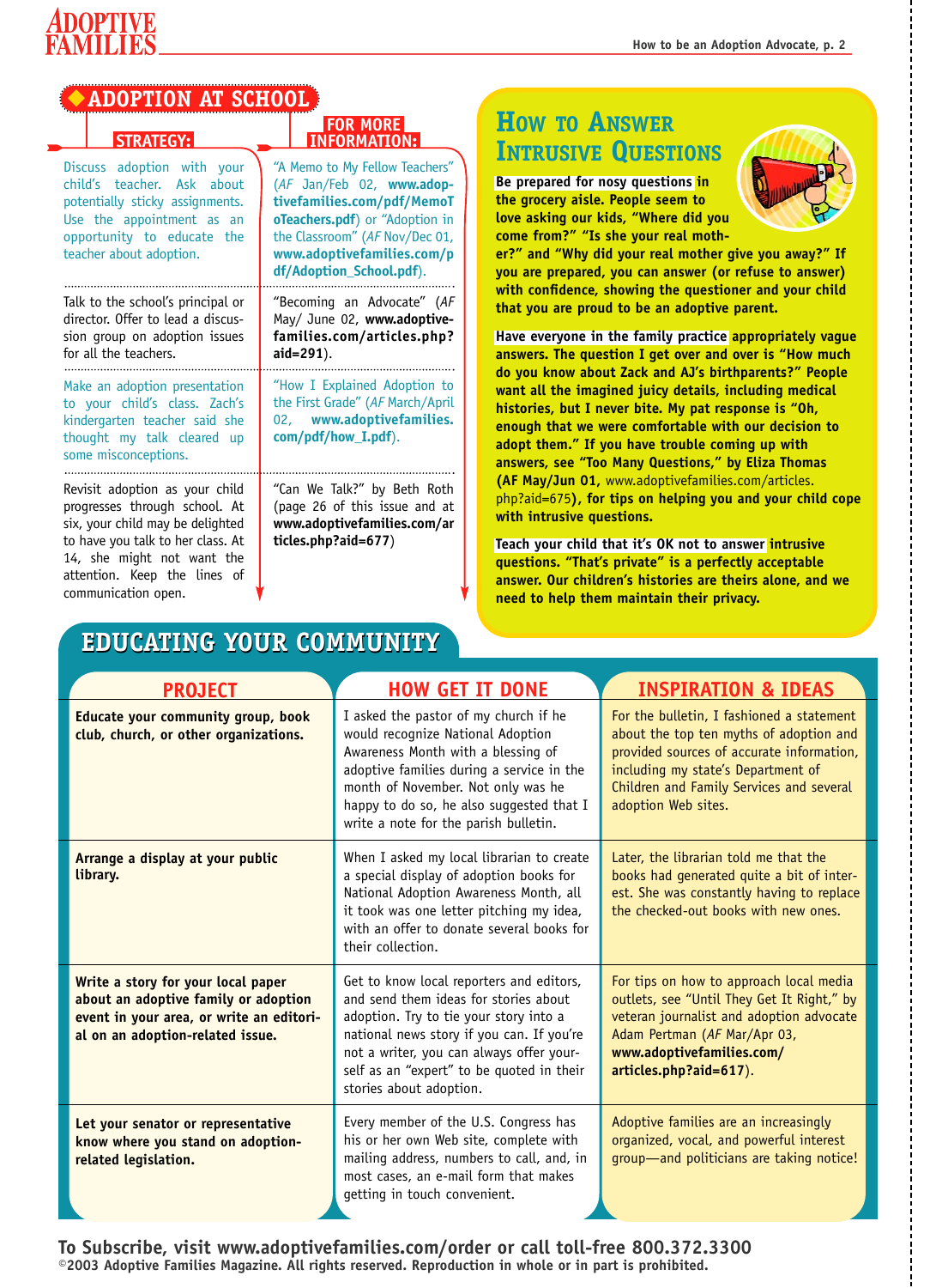## ADOPTION AT SCHOOL

| STRATEGY: | FOR MORE INFORMATION: |
|---|---|
| Discuss adoption with your child's teacher. Ask about potentially sticky assignments. Use the appointment as an opportunity to educate the teacher about adoption. | "A Memo to My Fellow Teachers" (*AF* Jan/Feb 02, **www.adoptivefamilies.com/pdf/MemoToTeachers.pdf**) or "Adoption in the Classroom" (*AF* Nov/Dec 01, **www.adoptivefamilies.com/pdf/Adoption_School.pdf**). |
| Talk to the school's principal or director. Offer to lead a discussion group on adoption issues for all the teachers. | "Becoming an Advocate" (*AF* May/ June 02, **www.adoptivefamilies.com/articles.php?aid=291**). |
| Make an adoption presentation to your child's class. Zach's kindergarten teacher said she thought my talk cleared up some misconceptions. | "How I Explained Adoption to the First Grade" (*AF* March/April 02, **www.adoptivefamilies.com/pdf/how_I.pdf**). |
| Revisit adoption as your child progresses through school. At six, your child may be delighted to have you talk to her class. At 14, she might not want the attention. Keep the lines of communication open. | "Can We Talk?" by Beth Roth (page 26 of this issue and at **www.adoptivefamilies.com/articles.php?aid=677**) |

## How to Answer Intrusive Questions

**Be prepared for nosy questions in the grocery aisle. People seem to love asking our kids, "Where did you come from?" "Is she your real mother?" and "Why did your real mother give you away?" If you are prepared, you can answer (or refuse to answer) with confidence, showing the questioner and your child that you are proud to be an adoptive parent.**

**Have everyone in the family practice appropriately vague answers. The question I get over and over is "How much do you know about Zack and AJ's birthparents?" People want all the imagined juicy details, including medical histories, but I never bite. My pat response is "Oh, enough that we were comfortable with our decision to adopt them." If you have trouble coming up with answers, see "Too Many Questions," by Eliza Thomas (AF May/Jun 01,** www.adoptivefamilies.com/articles.php?aid=675**), for tips on helping you and your child cope with intrusive questions.**

**Teach your child that it's OK not to answer intrusive questions. "That's private" is a perfectly acceptable answer. Our children's histories are theirs alone, and we need to help them maintain their privacy.**

## EDUCATING YOUR COMMUNITY

| PROJECT | HOW GET IT DONE | INSPIRATION & IDEAS |
|---|---|---|
| **Educate your community group, book club, church, or other organizations.** | I asked the pastor of my church if he would recognize National Adoption Awareness Month with a blessing of adoptive families during a service in the month of November. Not only was he happy to do so, he also suggested that I write a note for the parish bulletin. | For the bulletin, I fashioned a statement about the top ten myths of adoption and provided sources of accurate information, including my state's Department of Children and Family Services and several adoption Web sites. |
| **Arrange a display at your public library.** | When I asked my local librarian to create a special display of adoption books for National Adoption Awareness Month, all it took was one letter pitching my idea, with an offer to donate several books for their collection. | Later, the librarian told me that the books had generated quite a bit of interest. She was constantly having to replace the checked-out books with new ones. |
| **Write a story for your local paper about an adoptive family or adoption event in your area, or write an editorial on an adoption-related issue.** | Get to know local reporters and editors, and send them ideas for stories about adoption. Try to tie your story into a national news story if you can. If you're not a writer, you can always offer yourself as an "expert" to be quoted in their stories about adoption. | For tips on how to approach local media outlets, see "Until They Get It Right," by veteran journalist and adoption advocate Adam Pertman (*AF* Mar/Apr 03, **www.adoptivefamilies.com/articles.php?aid=617**). |
| **Let your senator or representative know where you stand on adoption-related legislation.** | Every member of the U.S. Congress has his or her own Web site, complete with mailing address, numbers to call, and, in most cases, an e-mail form that makes getting in touch convenient. | Adoptive families are an increasingly organized, vocal, and powerful interest group—and politicians are taking notice! |

**To Subscribe, visit www.adoptivefamilies.com/order or call toll-free 800.372.3300**

**©2003 Adoptive Families Magazine. All rights reserved. Reproduction in whole or in part is prohibited.**